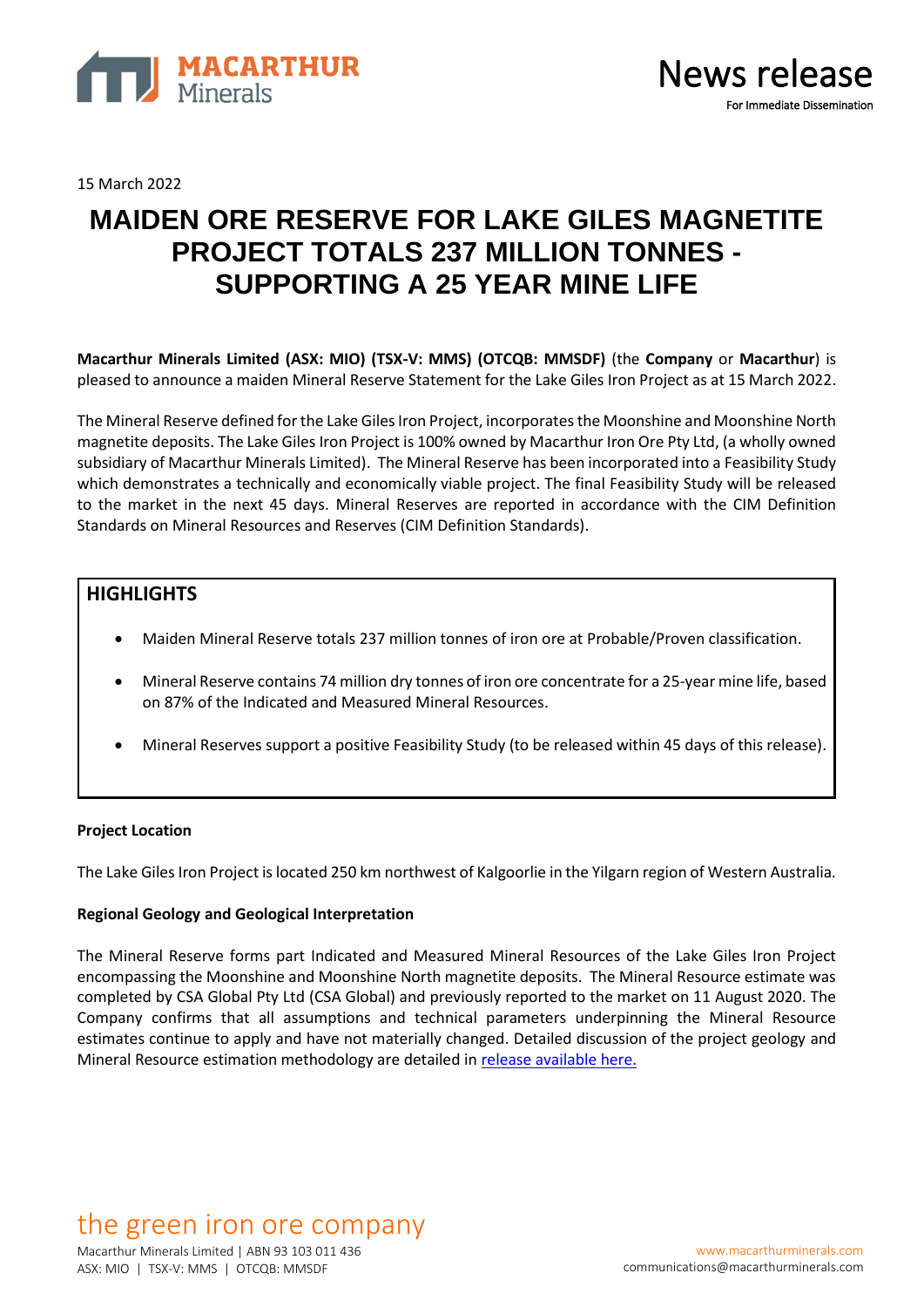15 March 2022

# MAIDEN ORE RESERVE FOR LAKE GILES MAGNETITE PROJECT TOTALS 237 MILLION TONNES - SUPPORTING A 25 YEAR MINE LIFE

**Macarthur Minerals Limited (ASX: MIO) (TSX-V: MMS) (OTCQB: MMSDF)** (the **Company** or **Macarthur**) is pleased to announce a maiden Mineral Reserve Statement for the Lake Giles Iron Project as at 15 March 2022.

The Mineral Reserve defined for the Lake Giles Iron Project, incorporates the Moonshine and Moonshine North magnetite deposits. The Lake Giles Iron Project is 100% owned by Macarthur Iron Ore Pty Ltd, (a wholly owned subsidiary of Macarthur Minerals Limited). The Mineral Reserve has been incorporated into a Feasibility Study which demonstrates a technically and economically viable project. The final Feasibility Study will be released to the market in the next 45 days. Mineral Reserves are reported in accordance with the CIM Definition Standards on Mineral Resources and Reserves (CIM Definition Standards).

## HIGHLIGHTS

- Maiden Mineral Reserve totals 237 million tonnes of iron ore at Probable/Proven classification.
- Mineral Reserve contains 74 million dry tonnes of iron ore concentrate for a 25-year mine life, based on 87% of the Indicated and Measured Mineral Resources.
- Mineral Reserves support a positive Feasibility Study (to be released within 45 days of this release).

**Project Location**

The Lake Giles Iron Project is located 250 km northwest of Kalgoorlie in the Yilgarn region of Western Australia.

**Regional Geology and Geological Interpretation**

The Mineral Reserve forms part Indicated and Measured Mineral Resources of the Lake Giles Iron Project encompassing the Moonshine and Moonshine North magnetite deposits. The Mineral Resource estimate was completed by CSA Global Pty Ltd (CSA Global) and previously reported to the market on 11 August 2020. The Company confirms that all assumptions and technical parameters underpinning the Mineral Resource estimates continue to apply and have not materially changed. Detailed discussion of the project geology and Mineral Resource estimation methodology are detailed in release available here.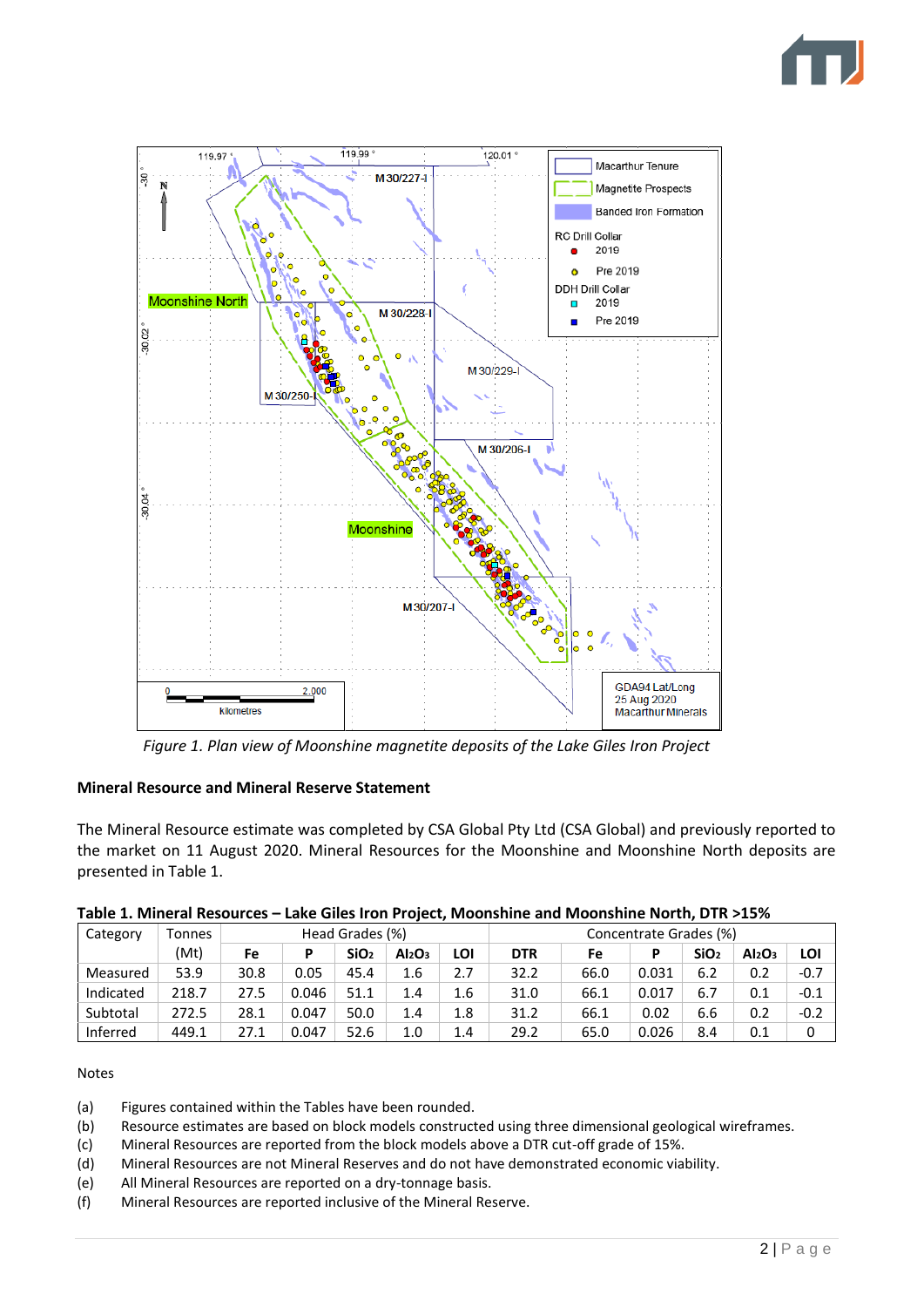*Figure 1. Plan view of Moonshine magnetite deposits of the Lake Giles Iron Project*

**Mineral Resource and Mineral Reserve Statement**

The Mineral Resource estimate was completed by CSA Global Pty Ltd (CSA Global) and previously reported to the market on 11 August 2020. Mineral Resources for the Moonshine and Moonshine North deposits are presented in Table 1.

**Table 1. Mineral Resources – Lake Giles Iron Project, Moonshine and Moonshine North, DTR >15%**

| Category | Tonnes | Head Grades (%) | | | | | Concentrate Grades (%) | | | | | |
|---|---|---|---|---|---|---|---|---|---|---|---|---|
| | (Mt) | **Fe** | **P** | **$SiO_2$** | **$Al_2O_3$** | **LOI** | **DTR** | **Fe** | **P** | **$SiO_2$** | **$Al_2O_3$** | **LOI** |
| Measured | 53.9 | 30.8 | 0.05 | 45.4 | 1.6 | 2.7 | 32.2 | 66.0 | 0.031 | 6.2 | 0.2 | -0.7 |
| Indicated | 218.7 | 27.5 | 0.046 | 51.1 | 1.4 | 1.6 | 31.0 | 66.1 | 0.017 | 6.7 | 0.1 | -0.1 |
| Subtotal | 272.5 | 28.1 | 0.047 | 50.0 | 1.4 | 1.8 | 31.2 | 66.1 | 0.02 | 6.6 | 0.2 | -0.2 |
| Inferred | 449.1 | 27.1 | 0.047 | 52.6 | 1.0 | 1.4 | 29.2 | 65.0 | 0.026 | 8.4 | 0.1 | 0 |

Notes

(a) Figures contained within the Tables have been rounded.
(b) Resource estimates are based on block models constructed using three dimensional geological wireframes.
(c) Mineral Resources are reported from the block models above a DTR cut-off grade of 15%.
(d) Mineral Resources are not Mineral Reserves and do not have demonstrated economic viability.
(e) All Mineral Resources are reported on a dry-tonnage basis.
(f) Mineral Resources are reported inclusive of the Mineral Reserve.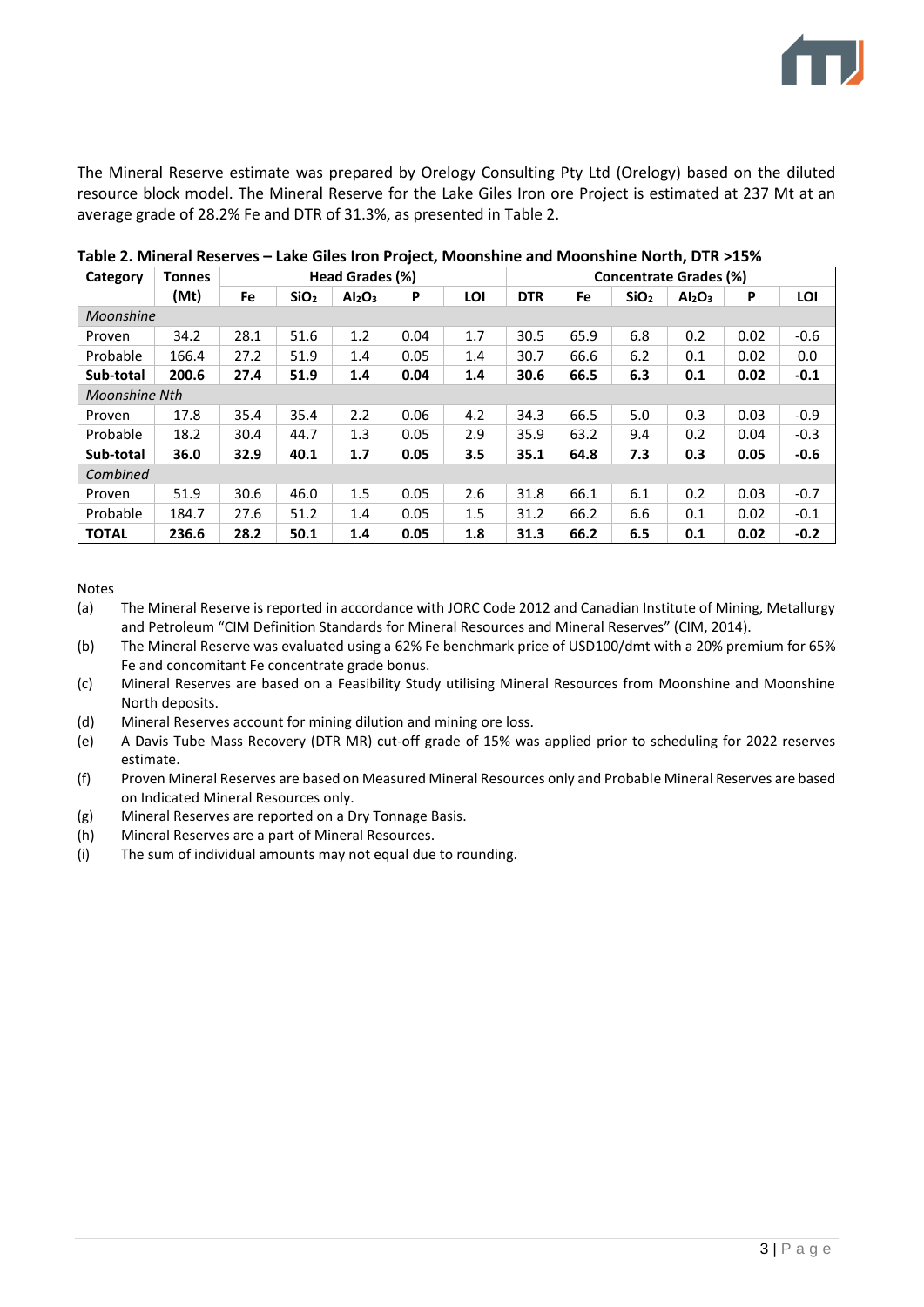The Mineral Reserve estimate was prepared by Orelogy Consulting Pty Ltd (Orelogy) based on the diluted resource block model. The Mineral Reserve for the Lake Giles Iron ore Project is estimated at 237 Mt at an average grade of 28.2% Fe and DTR of 31.3%, as presented in Table 2.

**Table 2. Mineral Reserves – Lake Giles Iron Project, Moonshine and Moonshine North, DTR >15%**

| Category | Tonnes | Head Grades (%) | | | | | Concentrate Grades (%) | | | | | |
|---|---|---|---|---|---|---|---|---|---|---|---|---|
| | (Mt) | Fe | $SiO_2$ | $Al_2O_3$ | P | LOI | DTR | Fe | $SiO_2$ | $Al_2O_3$ | P | LOI |
| *Moonshine* | | | | | | | | | | | | |
| Proven | 34.2 | 28.1 | 51.6 | 1.2 | 0.04 | 1.7 | 30.5 | 65.9 | 6.8 | 0.2 | 0.02 | -0.6 |
| Probable | 166.4 | 27.2 | 51.9 | 1.4 | 0.05 | 1.4 | 30.7 | 66.6 | 6.2 | 0.1 | 0.02 | 0.0 |
| **Sub-total** | **200.6** | **27.4** | **51.9** | **1.4** | **0.04** | **1.4** | **30.6** | **66.5** | **6.3** | **0.1** | **0.02** | **-0.1** |
| *Moonshine Nth* | | | | | | | | | | | | |
| Proven | 17.8 | 35.4 | 35.4 | 2.2 | 0.06 | 4.2 | 34.3 | 66.5 | 5.0 | 0.3 | 0.03 | -0.9 |
| Probable | 18.2 | 30.4 | 44.7 | 1.3 | 0.05 | 2.9 | 35.9 | 63.2 | 9.4 | 0.2 | 0.04 | -0.3 |
| **Sub-total** | **36.0** | **32.9** | **40.1** | **1.7** | **0.05** | **3.5** | **35.1** | **64.8** | **7.3** | **0.3** | **0.05** | **-0.6** |
| *Combined* | | | | | | | | | | | | |
| Proven | 51.9 | 30.6 | 46.0 | 1.5 | 0.05 | 2.6 | 31.8 | 66.1 | 6.1 | 0.2 | 0.03 | -0.7 |
| Probable | 184.7 | 27.6 | 51.2 | 1.4 | 0.05 | 1.5 | 31.2 | 66.2 | 6.6 | 0.1 | 0.02 | -0.1 |
| **TOTAL** | **236.6** | **28.2** | **50.1** | **1.4** | **0.05** | **1.8** | **31.3** | **66.2** | **6.5** | **0.1** | **0.02** | **-0.2** |

Notes

(a) The Mineral Reserve is reported in accordance with JORC Code 2012 and Canadian Institute of Mining, Metallurgy and Petroleum "CIM Definition Standards for Mineral Resources and Mineral Reserves" (CIM, 2014).

(b) The Mineral Reserve was evaluated using a 62% Fe benchmark price of USD100/dmt with a 20% premium for 65% Fe and concomitant Fe concentrate grade bonus.

(c) Mineral Reserves are based on a Feasibility Study utilising Mineral Resources from Moonshine and Moonshine North deposits.

(d) Mineral Reserves account for mining dilution and mining ore loss.

(e) A Davis Tube Mass Recovery (DTR MR) cut-off grade of 15% was applied prior to scheduling for 2022 reserves estimate.

(f) Proven Mineral Reserves are based on Measured Mineral Resources only and Probable Mineral Reserves are based on Indicated Mineral Resources only.

(g) Mineral Reserves are reported on a Dry Tonnage Basis.

(h) Mineral Reserves are a part of Mineral Resources.

(i) The sum of individual amounts may not equal due to rounding.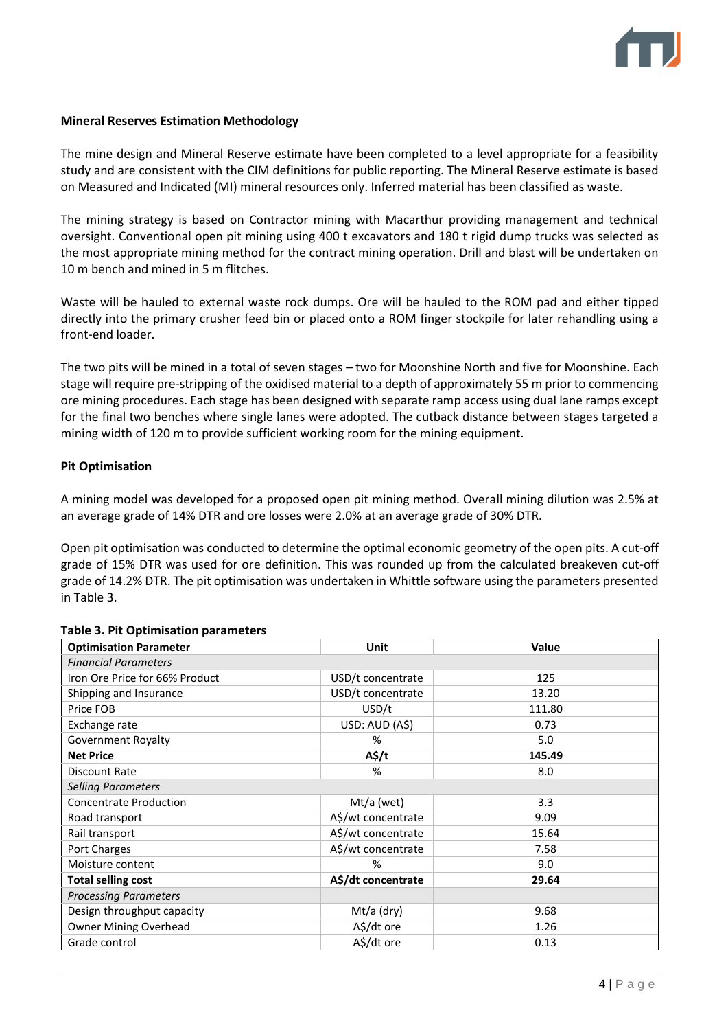**Mineral Reserves Estimation Methodology**

The mine design and Mineral Reserve estimate have been completed to a level appropriate for a feasibility study and are consistent with the CIM definitions for public reporting. The Mineral Reserve estimate is based on Measured and Indicated (MI) mineral resources only. Inferred material has been classified as waste.

The mining strategy is based on Contractor mining with Macarthur providing management and technical oversight. Conventional open pit mining using 400 t excavators and 180 t rigid dump trucks was selected as the most appropriate mining method for the contract mining operation. Drill and blast will be undertaken on 10 m bench and mined in 5 m flitches.

Waste will be hauled to external waste rock dumps. Ore will be hauled to the ROM pad and either tipped directly into the primary crusher feed bin or placed onto a ROM finger stockpile for later rehandling using a front-end loader.

The two pits will be mined in a total of seven stages – two for Moonshine North and five for Moonshine. Each stage will require pre-stripping of the oxidised material to a depth of approximately 55 m prior to commencing ore mining procedures. Each stage has been designed with separate ramp access using dual lane ramps except for the final two benches where single lanes were adopted. The cutback distance between stages targeted a mining width of 120 m to provide sufficient working room for the mining equipment.

**Pit Optimisation**

A mining model was developed for a proposed open pit mining method. Overall mining dilution was 2.5% at an average grade of 14% DTR and ore losses were 2.0% at an average grade of 30% DTR.

Open pit optimisation was conducted to determine the optimal economic geometry of the open pits. A cut-off grade of 15% DTR was used for ore definition. This was rounded up from the calculated breakeven cut-off grade of 14.2% DTR. The pit optimisation was undertaken in Whittle software using the parameters presented in Table 3.

**Table 3. Pit Optimisation parameters**

| Optimisation Parameter | Unit | Value |
|---|---|---|
| *Financial Parameters* | | |
| Iron Ore Price for 66% Product | USD/t concentrate | 125 |
| Shipping and Insurance | USD/t concentrate | 13.20 |
| Price FOB | USD/t | 111.80 |
| Exchange rate | USD: AUD (A$) | 0.73 |
| Government Royalty | % | 5.0 |
| **Net Price** | **A$/t** | **145.49** |
| Discount Rate | % | 8.0 |
| *Selling Parameters* | | |
| Concentrate Production | Mt/a (wet) | 3.3 |
| Road transport | A$/wt concentrate | 9.09 |
| Rail transport | A$/wt concentrate | 15.64 |
| Port Charges | A$/wt concentrate | 7.58 |
| Moisture content | % | 9.0 |
| **Total selling cost** | **A$/dt concentrate** | **29.64** |
| *Processing Parameters* | | |
| Design throughput capacity | Mt/a (dry) | 9.68 |
| Owner Mining Overhead | A$/dt ore | 1.26 |
| Grade control | A$/dt ore | 0.13 |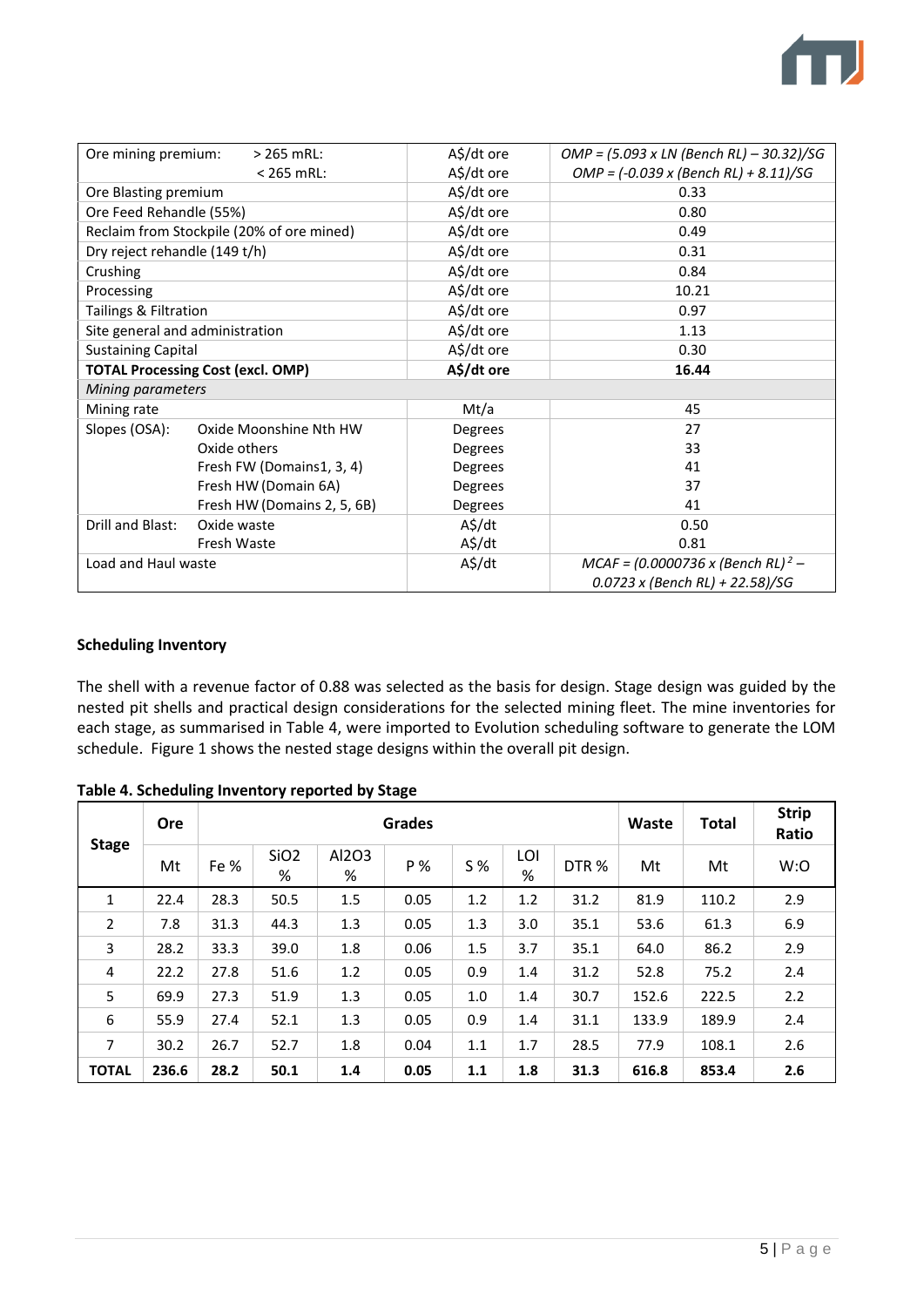| | | |
|---|---|---|
| Ore mining premium: > 265 mRL: | A$/dt ore | *OMP = (5.093 x LN (Bench RL) – 30.32)/SG* |
| < 265 mRL: | A$/dt ore | *OMP = (-0.039 x (Bench RL) + 8.11)/SG* |
| Ore Blasting premium | A$/dt ore | 0.33 |
| Ore Feed Rehandle (55%) | A$/dt ore | 0.80 |
| Reclaim from Stockpile (20% of ore mined) | A$/dt ore | 0.49 |
| Dry reject rehandle (149 t/h) | A$/dt ore | 0.31 |
| Crushing | A$/dt ore | 0.84 |
| Processing | A$/dt ore | 10.21 |
| Tailings & Filtration | A$/dt ore | 0.97 |
| Site general and administration | A$/dt ore | 1.13 |
| Sustaining Capital | A$/dt ore | 0.30 |
| **TOTAL Processing Cost (excl. OMP)** | **A$/dt ore** | **16.44** |
| *Mining parameters* | | |
| Mining rate | Mt/a | 45 |
| Slopes (OSA): Oxide Moonshine Nth HW | Degrees | 27 |
| Oxide others | Degrees | 33 |
| Fresh FW (Domains1, 3, 4) | Degrees | 41 |
| Fresh HW (Domain 6A) | Degrees | 37 |
| Fresh HW (Domains 2, 5, 6B) | Degrees | 41 |
| Drill and Blast: Oxide waste | A$/dt | 0.50 |
| Fresh Waste | A$/dt | 0.81 |
| Load and Haul waste | A$/dt | *MCAF = (0.0000736 x (Bench RL)$^2$ – 0.0723 x (Bench RL) + 22.58)/SG* |

**Scheduling Inventory**

The shell with a revenue factor of 0.88 was selected as the basis for design. Stage design was guided by the nested pit shells and practical design considerations for the selected mining fleet. The mine inventories for each stage, as summarised in Table 4, were imported to Evolution scheduling software to generate the LOM schedule. Figure 1 shows the nested stage designs within the overall pit design.

**Table 4. Scheduling Inventory reported by Stage**

| Stage | Ore | Grades | | | | | | | Waste | Total | Strip Ratio |
|---|---|---|---|---|---|---|---|---|---|---|---|
| | Mt | Fe % | SiO2 % | Al2O3 % | P % | S % | LOI % | DTR % | Mt | Mt | W:O |
| 1 | 22.4 | 28.3 | 50.5 | 1.5 | 0.05 | 1.2 | 1.2 | 31.2 | 81.9 | 110.2 | 2.9 |
| 2 | 7.8 | 31.3 | 44.3 | 1.3 | 0.05 | 1.3 | 3.0 | 35.1 | 53.6 | 61.3 | 6.9 |
| 3 | 28.2 | 33.3 | 39.0 | 1.8 | 0.06 | 1.5 | 3.7 | 35.1 | 64.0 | 86.2 | 2.9 |
| 4 | 22.2 | 27.8 | 51.6 | 1.2 | 0.05 | 0.9 | 1.4 | 31.2 | 52.8 | 75.2 | 2.4 |
| 5 | 69.9 | 27.3 | 51.9 | 1.3 | 0.05 | 1.0 | 1.4 | 30.7 | 152.6 | 222.5 | 2.2 |
| 6 | 55.9 | 27.4 | 52.1 | 1.3 | 0.05 | 0.9 | 1.4 | 31.1 | 133.9 | 189.9 | 2.4 |
| 7 | 30.2 | 26.7 | 52.7 | 1.8 | 0.04 | 1.1 | 1.7 | 28.5 | 77.9 | 108.1 | 2.6 |
| **TOTAL** | **236.6** | **28.2** | **50.1** | **1.4** | **0.05** | **1.1** | **1.8** | **31.3** | **616.8** | **853.4** | **2.6** |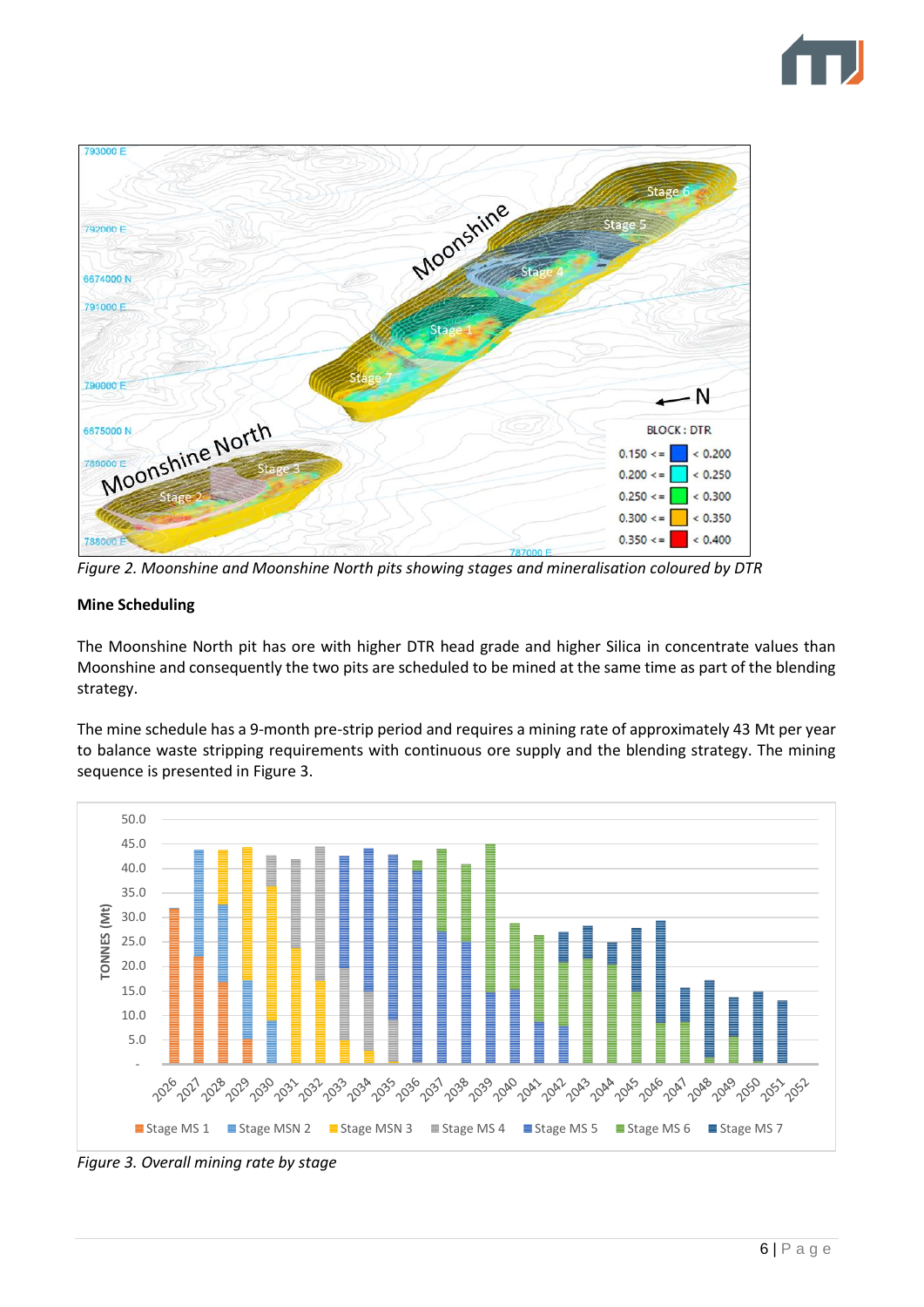Figure 2. Moonshine and Moonshine North pits showing stages and mineralisation coloured by DTR

**Mine Scheduling**

The Moonshine North pit has ore with higher DTR head grade and higher Silica in concentrate values than Moonshine and consequently the two pits are scheduled to be mined at the same time as part of the blending strategy.

The mine schedule has a 9-month pre-strip period and requires a mining rate of approximately 43 Mt per year to balance waste stripping requirements with continuous ore supply and the blending strategy. The mining sequence is presented in Figure 3.

Figure 3. Overall mining rate by stage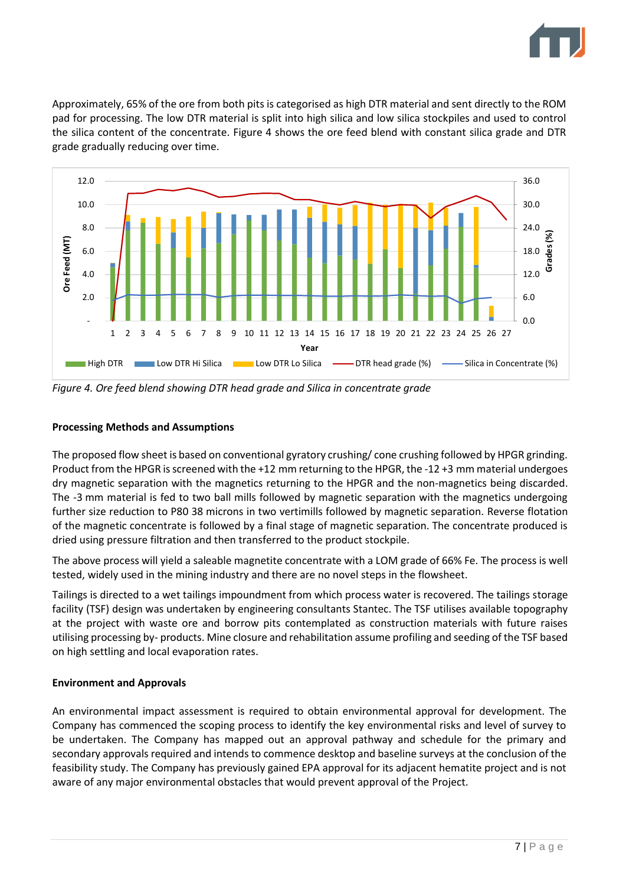Approximately, 65% of the ore from both pits is categorised as high DTR material and sent directly to the ROM pad for processing. The low DTR material is split into high silica and low silica stockpiles and used to control the silica content of the concentrate. Figure 4 shows the ore feed blend with constant silica grade and DTR grade gradually reducing over time.

*Figure 4. Ore feed blend showing DTR head grade and Silica in concentrate grade*

**Processing Methods and Assumptions**

The proposed flow sheet is based on conventional gyratory crushing/ cone crushing followed by HPGR grinding. Product from the HPGR is screened with the +12 mm returning to the HPGR, the -12 +3 mm material undergoes dry magnetic separation with the magnetics returning to the HPGR and the non-magnetics being discarded. The -3 mm material is fed to two ball mills followed by magnetic separation with the magnetics undergoing further size reduction to P80 38 microns in two vertimills followed by magnetic separation. Reverse flotation of the magnetic concentrate is followed by a final stage of magnetic separation. The concentrate produced is dried using pressure filtration and then transferred to the product stockpile.

The above process will yield a saleable magnetite concentrate with a LOM grade of 66% Fe. The process is well tested, widely used in the mining industry and there are no novel steps in the flowsheet.

Tailings is directed to a wet tailings impoundment from which process water is recovered. The tailings storage facility (TSF) design was undertaken by engineering consultants Stantec. The TSF utilises available topography at the project with waste ore and borrow pits contemplated as construction materials with future raises utilising processing by- products. Mine closure and rehabilitation assume profiling and seeding of the TSF based on high settling and local evaporation rates.

**Environment and Approvals**

An environmental impact assessment is required to obtain environmental approval for development. The Company has commenced the scoping process to identify the key environmental risks and level of survey to be undertaken. The Company has mapped out an approval pathway and schedule for the primary and secondary approvals required and intends to commence desktop and baseline surveys at the conclusion of the feasibility study. The Company has previously gained EPA approval for its adjacent hematite project and is not aware of any major environmental obstacles that would prevent approval of the Project.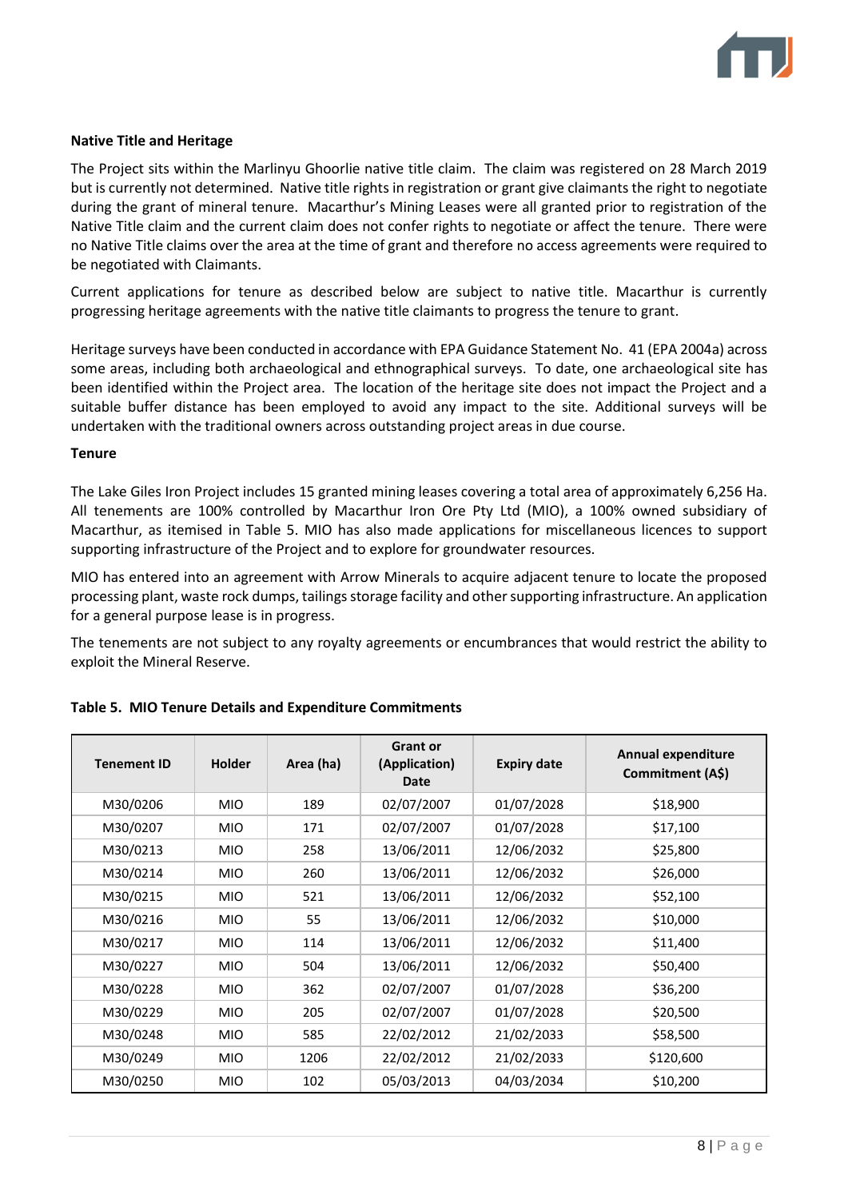**Native Title and Heritage**

The Project sits within the Marlinyu Ghoorlie native title claim. The claim was registered on 28 March 2019 but is currently not determined. Native title rights in registration or grant give claimants the right to negotiate during the grant of mineral tenure. Macarthur's Mining Leases were all granted prior to registration of the Native Title claim and the current claim does not confer rights to negotiate or affect the tenure. There were no Native Title claims over the area at the time of grant and therefore no access agreements were required to be negotiated with Claimants.

Current applications for tenure as described below are subject to native title. Macarthur is currently progressing heritage agreements with the native title claimants to progress the tenure to grant.

Heritage surveys have been conducted in accordance with EPA Guidance Statement No. 41 (EPA 2004a) across some areas, including both archaeological and ethnographical surveys. To date, one archaeological site has been identified within the Project area. The location of the heritage site does not impact the Project and a suitable buffer distance has been employed to avoid any impact to the site. Additional surveys will be undertaken with the traditional owners across outstanding project areas in due course.

**Tenure**

The Lake Giles Iron Project includes 15 granted mining leases covering a total area of approximately 6,256 Ha. All tenements are 100% controlled by Macarthur Iron Ore Pty Ltd (MIO), a 100% owned subsidiary of Macarthur, as itemised in Table 5. MIO has also made applications for miscellaneous licences to support supporting infrastructure of the Project and to explore for groundwater resources.

MIO has entered into an agreement with Arrow Minerals to acquire adjacent tenure to locate the proposed processing plant, waste rock dumps, tailings storage facility and other supporting infrastructure. An application for a general purpose lease is in progress.

The tenements are not subject to any royalty agreements or encumbrances that would restrict the ability to exploit the Mineral Reserve.

**Table 5. MIO Tenure Details and Expenditure Commitments**

| Tenement ID | Holder | Area (ha) | Grant or (Application) Date | Expiry date | Annual expenditure Commitment (A$) |
|---|---|---|---|---|---|
| M30/0206 | MIO | 189 | 02/07/2007 | 01/07/2028 | $18,900 |
| M30/0207 | MIO | 171 | 02/07/2007 | 01/07/2028 | $17,100 |
| M30/0213 | MIO | 258 | 13/06/2011 | 12/06/2032 | $25,800 |
| M30/0214 | MIO | 260 | 13/06/2011 | 12/06/2032 | $26,000 |
| M30/0215 | MIO | 521 | 13/06/2011 | 12/06/2032 | $52,100 |
| M30/0216 | MIO | 55 | 13/06/2011 | 12/06/2032 | $10,000 |
| M30/0217 | MIO | 114 | 13/06/2011 | 12/06/2032 | $11,400 |
| M30/0227 | MIO | 504 | 13/06/2011 | 12/06/2032 | $50,400 |
| M30/0228 | MIO | 362 | 02/07/2007 | 01/07/2028 | $36,200 |
| M30/0229 | MIO | 205 | 02/07/2007 | 01/07/2028 | $20,500 |
| M30/0248 | MIO | 585 | 22/02/2012 | 21/02/2033 | $58,500 |
| M30/0249 | MIO | 1206 | 22/02/2012 | 21/02/2033 | $120,600 |
| M30/0250 | MIO | 102 | 05/03/2013 | 04/03/2034 | $10,200 |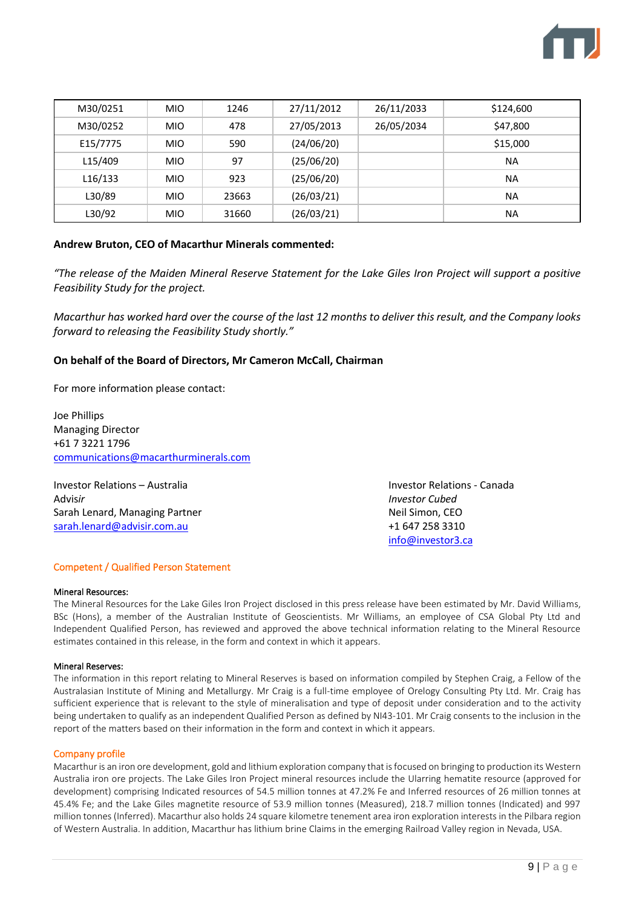| M30/0251 | MIO | 1246 | 27/11/2012 | 26/11/2033 | $124,600 |
|---|---|---|---|---|---|
| M30/0252 | MIO | 478 | 27/05/2013 | 26/05/2034 | $47,800 |
| E15/7775 | MIO | 590 | (24/06/20) | | $15,000 |
| L15/409 | MIO | 97 | (25/06/20) | | NA |
| L16/133 | MIO | 923 | (25/06/20) | | NA |
| L30/89 | MIO | 23663 | (26/03/21) | | NA |
| L30/92 | MIO | 31660 | (26/03/21) | | NA |

**Andrew Bruton, CEO of Macarthur Minerals commented:**

*"The release of the Maiden Mineral Reserve Statement for the Lake Giles Iron Project will support a positive Feasibility Study for the project.*

*Macarthur has worked hard over the course of the last 12 months to deliver this result, and the Company looks forward to releasing the Feasibility Study shortly."*

**On behalf of the Board of Directors, Mr Cameron McCall, Chairman**

For more information please contact:

Joe Phillips
Managing Director
+61 7 3221 1796
communications@macarthurminerals.com

Investor Relations – Australia
*Advisir*
Sarah Lenard, Managing Partner
sarah.lenard@advisir.com.au

Investor Relations - Canada
*Investor Cubed*
Neil Simon, CEO
+1 647 258 3310
info@investor3.ca

## Competent / Qualified Person Statement

**Mineral Resources:**
The Mineral Resources for the Lake Giles Iron Project disclosed in this press release have been estimated by Mr. David Williams, BSc (Hons), a member of the Australian Institute of Geoscientists. Mr Williams, an employee of CSA Global Pty Ltd and Independent Qualified Person, has reviewed and approved the above technical information relating to the Mineral Resource estimates contained in this release, in the form and context in which it appears.

**Mineral Reserves:**
The information in this report relating to Mineral Reserves is based on information compiled by Stephen Craig, a Fellow of the Australasian Institute of Mining and Metallurgy. Mr Craig is a full-time employee of Orelogy Consulting Pty Ltd. Mr. Craig has sufficient experience that is relevant to the style of mineralisation and type of deposit under consideration and to the activity being undertaken to qualify as an independent Qualified Person as defined by NI43-101. Mr Craig consents to the inclusion in the report of the matters based on their information in the form and context in which it appears.

## Company profile

Macarthur is an iron ore development, gold and lithium exploration company that is focused on bringing to production its Western Australia iron ore projects. The Lake Giles Iron Project mineral resources include the Ularring hematite resource (approved for development) comprising Indicated resources of 54.5 million tonnes at 47.2% Fe and Inferred resources of 26 million tonnes at 45.4% Fe; and the Lake Giles magnetite resource of 53.9 million tonnes (Measured), 218.7 million tonnes (Indicated) and 997 million tonnes (Inferred). Macarthur also holds 24 square kilometre tenement area iron exploration interests in the Pilbara region of Western Australia. In addition, Macarthur has lithium brine Claims in the emerging Railroad Valley region in Nevada, USA.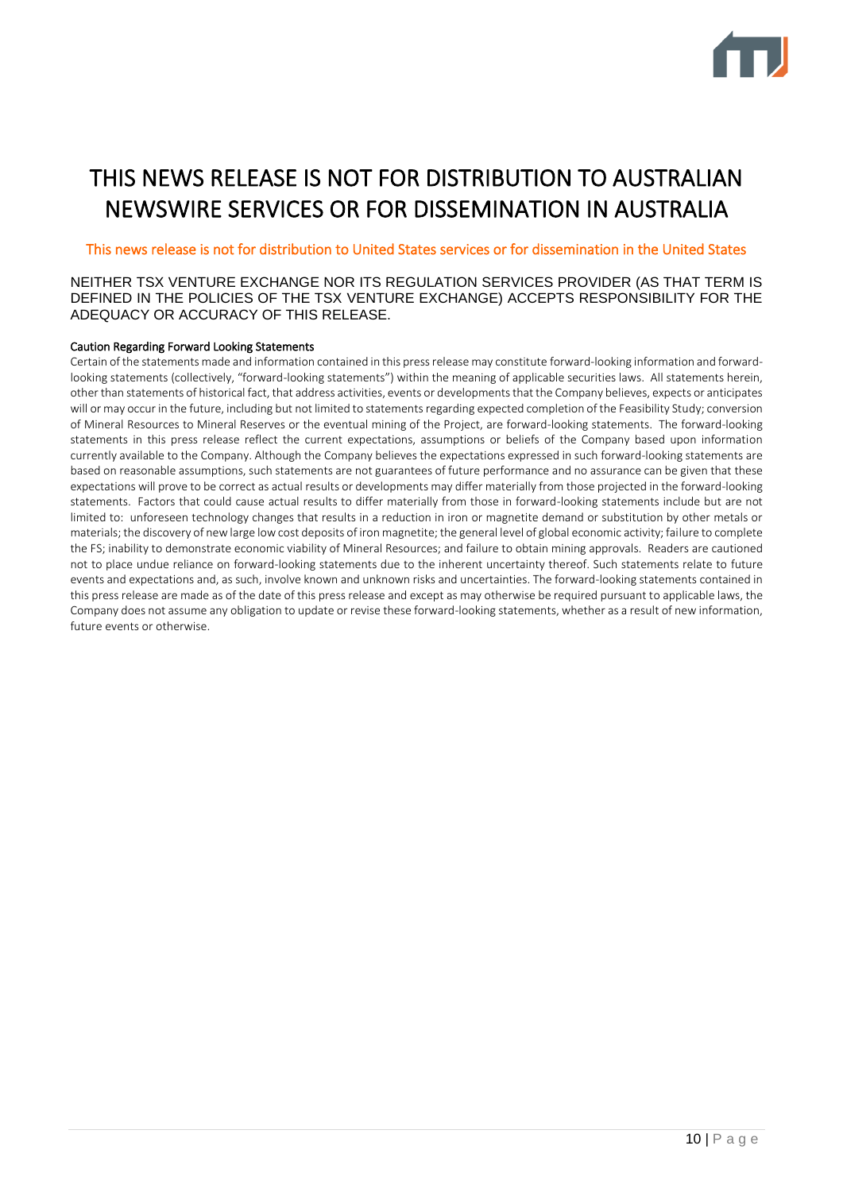# THIS NEWS RELEASE IS NOT FOR DISTRIBUTION TO AUSTRALIAN NEWSWIRE SERVICES OR FOR DISSEMINATION IN AUSTRALIA

This news release is not for distribution to United States services or for dissemination in the United States

NEITHER TSX VENTURE EXCHANGE NOR ITS REGULATION SERVICES PROVIDER (AS THAT TERM IS DEFINED IN THE POLICIES OF THE TSX VENTURE EXCHANGE) ACCEPTS RESPONSIBILITY FOR THE ADEQUACY OR ACCURACY OF THIS RELEASE.

**Caution Regarding Forward Looking Statements**

Certain of the statements made and information contained in this press release may constitute forward-looking information and forward-looking statements (collectively, "forward-looking statements") within the meaning of applicable securities laws. All statements herein, other than statements of historical fact, that address activities, events or developments that the Company believes, expects or anticipates will or may occur in the future, including but not limited to statements regarding expected completion of the Feasibility Study; conversion of Mineral Resources to Mineral Reserves or the eventual mining of the Project, are forward-looking statements. The forward-looking statements in this press release reflect the current expectations, assumptions or beliefs of the Company based upon information currently available to the Company. Although the Company believes the expectations expressed in such forward-looking statements are based on reasonable assumptions, such statements are not guarantees of future performance and no assurance can be given that these expectations will prove to be correct as actual results or developments may differ materially from those projected in the forward-looking statements. Factors that could cause actual results to differ materially from those in forward-looking statements include but are not limited to: unforeseen technology changes that results in a reduction in iron or magnetite demand or substitution by other metals or materials; the discovery of new large low cost deposits of iron magnetite; the general level of global economic activity; failure to complete the FS; inability to demonstrate economic viability of Mineral Resources; and failure to obtain mining approvals. Readers are cautioned not to place undue reliance on forward-looking statements due to the inherent uncertainty thereof. Such statements relate to future events and expectations and, as such, involve known and unknown risks and uncertainties. The forward-looking statements contained in this press release are made as of the date of this press release and except as may otherwise be required pursuant to applicable laws, the Company does not assume any obligation to update or revise these forward-looking statements, whether as a result of new information, future events or otherwise.